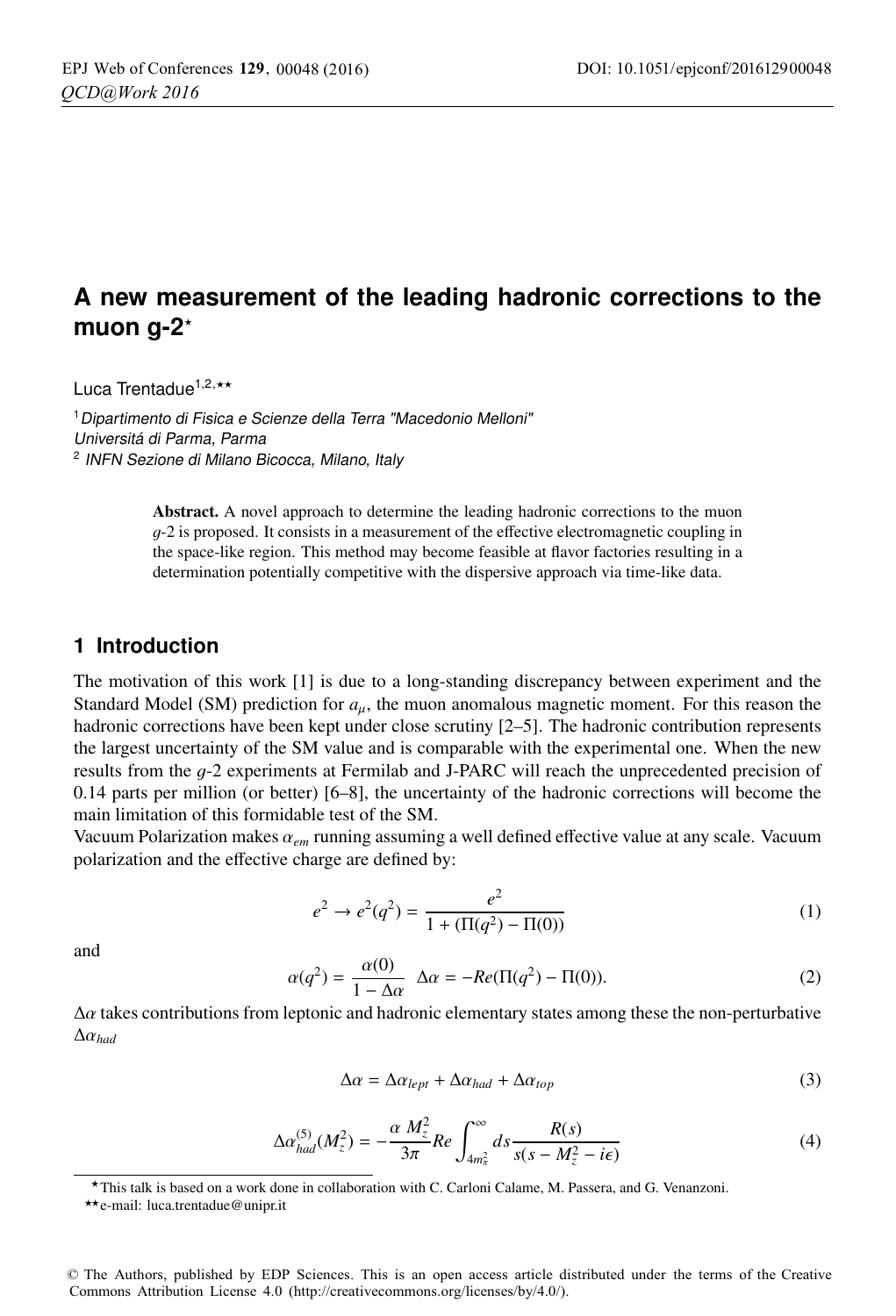# A new measurement of the leading hadronic corrections to the muon g-2*

Luca Trentadue[1,2,**]

[1] Dipartimento di Fisica e Scienze della Terra "Macedonio Melloni" Universitá di Parma, Parma

[2] INFN Sezione di Milano Bicocca, Milano, Italy

**Abstract.** A novel approach to determine the leading hadronic corrections to the muon $g$-2 is proposed. It consists in a measurement of the effective electromagnetic coupling in the space-like region. This method may become feasible at flavor factories resulting in a determination potentially competitive with the dispersive approach via time-like data.

## 1 Introduction

The motivation of this work [1] is due to a long-standing discrepancy between experiment and the Standard Model (SM) prediction for $a_\mu$, the muon anomalous magnetic moment. For this reason the hadronic corrections have been kept under close scrutiny [2–5]. The hadronic contribution represents the largest uncertainty of the SM value and is comparable with the experimental one. When the new results from the $g$-2 experiments at Fermilab and J-PARC will reach the unprecedented precision of 0.14 parts per million (or better) [6–8], the uncertainty of the hadronic corrections will become the main limitation of this formidable test of the SM.

Vacuum Polarization makes $\alpha_{em}$ running assuming a well defined effective value at any scale. Vacuum polarization and the effective charge are defined by:

$$e^2 \to e^2(q^2) = \frac{e^2}{1 + (\Pi(q^2) - \Pi(0))} \tag{1}$$

and

$$\alpha(q^2) = \frac{\alpha(0)}{1 - \Delta\alpha} \quad \Delta\alpha = -Re(\Pi(q^2) - \Pi(0)). \tag{2}$$

$\Delta\alpha$ takes contributions from leptonic and hadronic elementary states among these the non-perturbative $\Delta\alpha_{had}$

$$\Delta\alpha = \Delta\alpha_{lept} + \Delta\alpha_{had} + \Delta\alpha_{top} \tag{3}$$

$$\Delta\alpha_{had}^{(5)}(M_z^2) = -\frac{\alpha\, M_z^2}{3\pi} Re \int_{4m_\pi^2}^{\infty} ds \frac{R(s)}{s(s - M_z^2 - i\epsilon)} \tag{4}$$

*This talk is based on a work done in collaboration with C. Carloni Calame, M. Passera, and G. Venanzoni.

**e-mail: luca.trentadue@unipr.it

© The Authors, published by EDP Sciences. This is an open access article distributed under the terms of the Creative Commons Attribution License 4.0 (http://creativecommons.org/licenses/by/4.0/).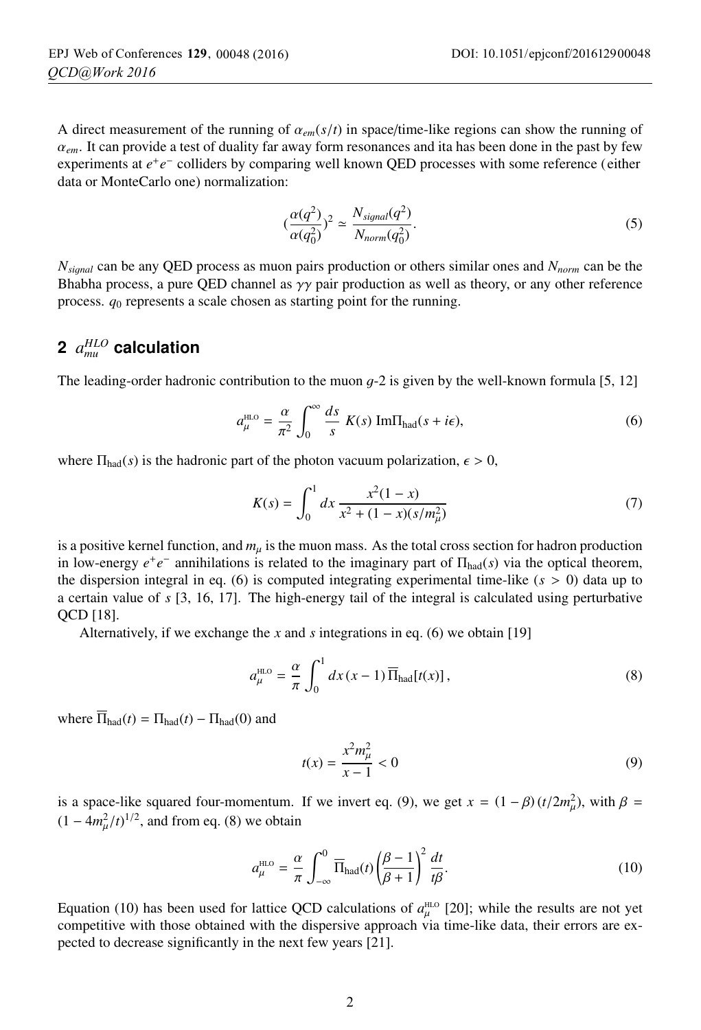A direct measurement of the running of $\alpha_{em}(s/t)$ in space/time-like regions can show the running of $\alpha_{em}$. It can provide a test of duality far away form resonances and ita has been done in the past by few experiments at $e^+e^-$ colliders by comparing well known QED processes with some reference (either data or MonteCarlo one) normalization:

$$(\frac{\alpha(q^2)}{\alpha(q_0^2)})^2 \simeq \frac{N_{signal}(q^2)}{N_{norm}(q_0^2)}. \tag{5}$$

$N_{signal}$ can be any QED process as muon pairs production or others similar ones and $N_{norm}$ can be the Bhabha process, a pure QED channel as $\gamma\gamma$ pair production as well as theory, or any other reference process. $q_0$ represents a scale chosen as starting point for the running.

## 2 $a_{mu}^{HLO}$ calculation

The leading-order hadronic contribution to the muon $g$-2 is given by the well-known formula [5, 12]

$$a_\mu^{\text{HLO}} = \frac{\alpha}{\pi^2}\int_0^\infty \frac{ds}{s}\, K(s)\, \text{Im}\Pi_{\text{had}}(s+i\epsilon), \tag{6}$$

where $\Pi_{\text{had}}(s)$ is the hadronic part of the photon vacuum polarization, $\epsilon > 0$,

$$K(s) = \int_0^1 dx\, \frac{x^2(1-x)}{x^2 + (1-x)(s/m_\mu^2)} \tag{7}$$

is a positive kernel function, and $m_\mu$ is the muon mass. As the total cross section for hadron production in low-energy $e^+e^-$ annihilations is related to the imaginary part of $\Pi_{\text{had}}(s)$ via the optical theorem, the dispersion integral in eq. (6) is computed integrating experimental time-like ($s > 0$) data up to a certain value of $s$ [3, 16, 17]. The high-energy tail of the integral is calculated using perturbative QCD [18].

Alternatively, if we exchange the $x$ and $s$ integrations in eq. (6) we obtain [19]

$$a_\mu^{\text{HLO}} = \frac{\alpha}{\pi}\int_0^1 dx\,(x-1)\,\overline{\Pi}_{\text{had}}[t(x)], \tag{8}$$

where $\overline{\Pi}_{\text{had}}(t) = \Pi_{\text{had}}(t) - \Pi_{\text{had}}(0)$ and

$$t(x) = \frac{x^2 m_\mu^2}{x-1} < 0 \tag{9}$$

is a space-like squared four-momentum. If we invert eq. (9), we get $x = (1-\beta)\,(t/2m_\mu^2)$, with $\beta = (1 - 4m_\mu^2/t)^{1/2}$, and from eq. (8) we obtain

$$a_\mu^{\text{HLO}} = \frac{\alpha}{\pi}\int_{-\infty}^0 \overline{\Pi}_{\text{had}}(t)\left(\frac{\beta-1}{\beta+1}\right)^2 \frac{dt}{t\beta}. \tag{10}$$

Equation (10) has been used for lattice QCD calculations of $a_\mu^{\text{HLO}}$ [20]; while the results are not yet competitive with those obtained with the dispersive approach via time-like data, their errors are expected to decrease significantly in the next few years [21].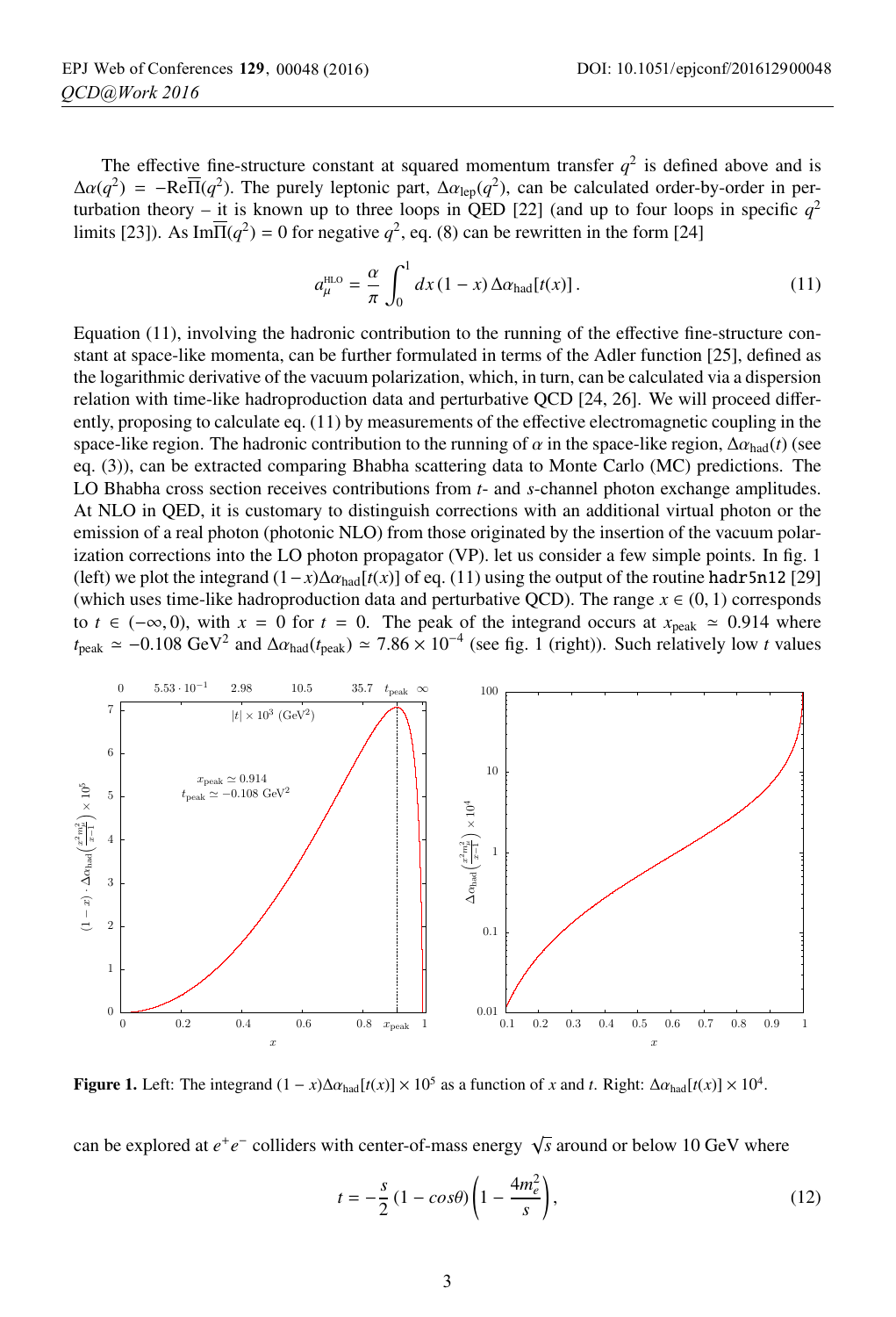The effective fine-structure constant at squared momentum transfer $q^2$ is defined above and is $\Delta\alpha(q^2) = -\mathrm{Re}\overline{\Pi}(q^2)$. The purely leptonic part, $\Delta\alpha_{\mathrm{lep}}(q^2)$, can be calculated order-by-order in perturbation theory – it is known up to three loops in QED [22] (and up to four loops in specific $q^2$ limits [23]). As $\mathrm{Im}\overline{\Pi}(q^2) = 0$ for negative $q^2$, eq. (8) can be rewritten in the form [24]

$$a_\mu^{\mathrm{HLO}} = \frac{\alpha}{\pi} \int_0^1 dx\, (1-x)\, \Delta\alpha_{\mathrm{had}}[t(x)]\,. \tag{11}$$

Equation (11), involving the hadronic contribution to the running of the effective fine-structure constant at space-like momenta, can be further formulated in terms of the Adler function [25], defined as the logarithmic derivative of the vacuum polarization, which, in turn, can be calculated via a dispersion relation with time-like hadroproduction data and perturbative QCD [24, 26]. We will proceed differently, proposing to calculate eq. (11) by measurements of the effective electromagnetic coupling in the space-like region. The hadronic contribution to the running of $\alpha$ in the space-like region, $\Delta\alpha_{\mathrm{had}}(t)$ (see eq. (3)), can be extracted comparing Bhabha scattering data to Monte Carlo (MC) predictions. The LO Bhabha cross section receives contributions from $t$- and $s$-channel photon exchange amplitudes. At NLO in QED, it is customary to distinguish corrections with an additional virtual photon or the emission of a real photon (photonic NLO) from those originated by the insertion of the vacuum polarization corrections into the LO photon propagator (VP). let us consider a few simple points. In fig. 1 (left) we plot the integrand $(1-x)\Delta\alpha_{\mathrm{had}}[t(x)]$ of eq. (11) using the output of the routine `hadr5n12` [29] (which uses time-like hadroproduction data and perturbative QCD). The range $x \in (0, 1)$ corresponds to $t \in (-\infty, 0)$, with $x = 0$ for $t = 0$. The peak of the integrand occurs at $x_{\mathrm{peak}} \simeq 0.914$ where $t_{\mathrm{peak}} \simeq -0.108\ \mathrm{GeV}^2$ and $\Delta\alpha_{\mathrm{had}}(t_{\mathrm{peak}}) \simeq 7.86 \times 10^{-4}$ (see fig. 1 (right)). Such relatively low $t$ values

**Figure 1.** Left: The integrand $(1-x)\Delta\alpha_{\mathrm{had}}[t(x)] \times 10^5$ as a function of $x$ and $t$. Right: $\Delta\alpha_{\mathrm{had}}[t(x)] \times 10^4$.

can be explored at $e^+e^-$ colliders with center-of-mass energy $\sqrt{s}$ around or below 10 GeV where

$$t = -\frac{s}{2}\,(1 - cos\theta)\left(1 - \frac{4m_e^2}{s}\right), \tag{12}$$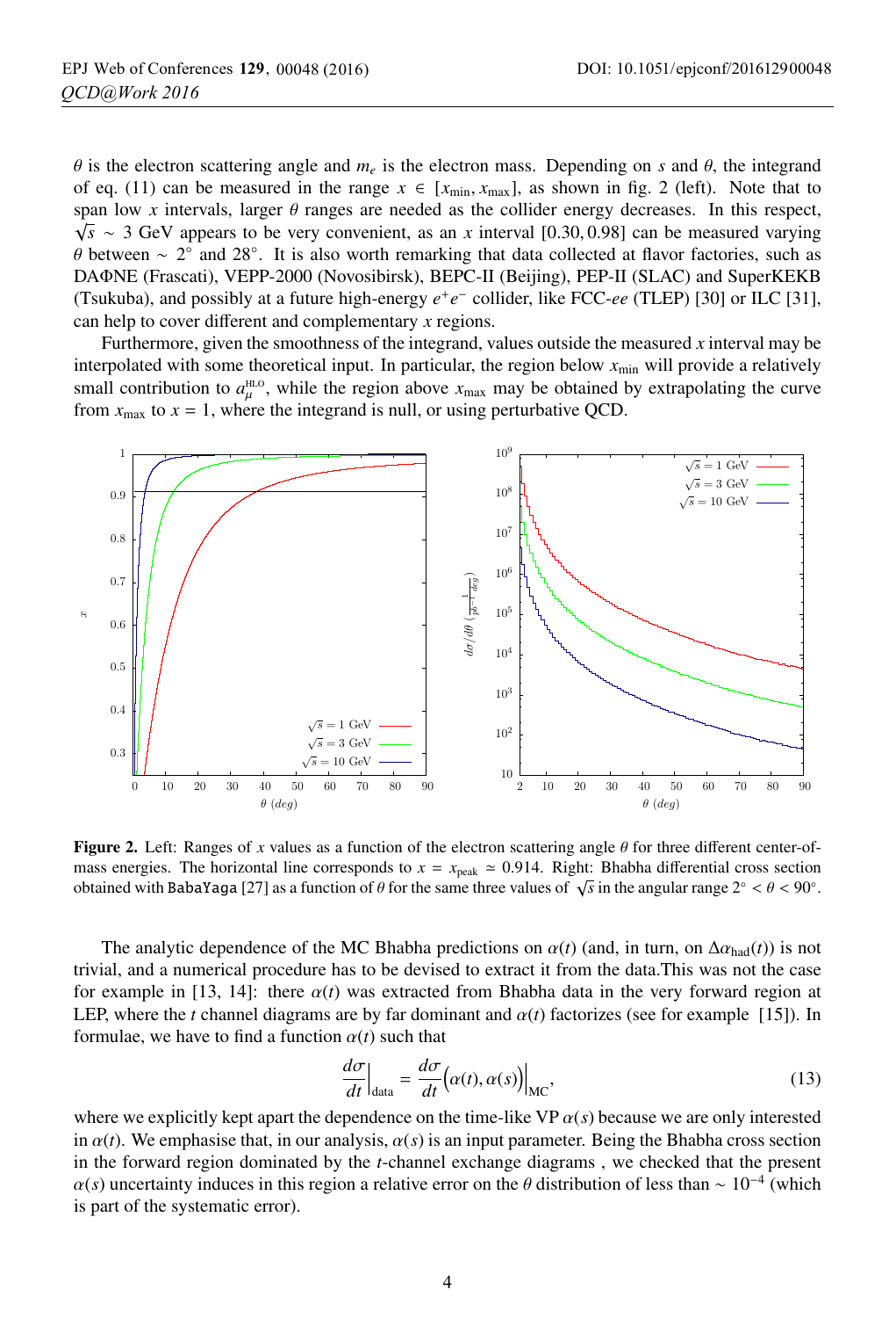$\theta$ is the electron scattering angle and $m_e$ is the electron mass. Depending on $s$ and $\theta$, the integrand of eq. (11) can be measured in the range $x \in [x_{\min}, x_{\max}]$, as shown in fig. 2 (left). Note that to span low $x$ intervals, larger $\theta$ ranges are needed as the collider energy decreases. In this respect, $\sqrt{s} \sim 3$ GeV appears to be very convenient, as an $x$ interval $[0.30, 0.98]$ can be measured varying $\theta$ between $\sim 2^\circ$ and $28^\circ$. It is also worth remarking that data collected at flavor factories, such as DAΦNE (Frascati), VEPP-2000 (Novosibirsk), BEPC-II (Beijing), PEP-II (SLAC) and SuperKEKB (Tsukuba), and possibly at a future high-energy $e^+e^-$ collider, like FCC-*ee* (TLEP) [30] or ILC [31], can help to cover different and complementary $x$ regions.

Furthermore, given the smoothness of the integrand, values outside the measured $x$ interval may be interpolated with some theoretical input. In particular, the region below $x_{\min}$ will provide a relatively small contribution to $a_\mu^{\text{HLO}}$, while the region above $x_{\max}$ may be obtained by extrapolating the curve from $x_{\max}$ to $x = 1$, where the integrand is null, or using perturbative QCD.

**Figure 2.** Left: Ranges of $x$ values as a function of the electron scattering angle $\theta$ for three different center-of-mass energies. The horizontal line corresponds to $x = x_{\text{peak}} \simeq 0.914$. Right: Bhabha differential cross section obtained with BabaYaga [27] as a function of $\theta$ for the same three values of $\sqrt{s}$ in the angular range $2^\circ < \theta < 90^\circ$.

The analytic dependence of the MC Bhabha predictions on $\alpha(t)$ (and, in turn, on $\Delta\alpha_{\text{had}}(t)$) is not trivial, and a numerical procedure has to be devised to extract it from the data.This was not the case for example in [13, 14]: there $\alpha(t)$ was extracted from Bhabha data in the very forward region at LEP, where the $t$ channel diagrams are by far dominant and $\alpha(t)$ factorizes (see for example [15]). In formulae, we have to find a function $\alpha(t)$ such that

$$\left.\frac{d\sigma}{dt}\right|_{\text{data}} = \left.\frac{d\sigma}{dt}\Big(\alpha(t), \alpha(s)\Big)\right|_{\text{MC}}, \tag{13}$$

where we explicitly kept apart the dependence on the time-like VP $\alpha(s)$ because we are only interested in $\alpha(t)$. We emphasise that, in our analysis, $\alpha(s)$ is an input parameter. Being the Bhabha cross section in the forward region dominated by the $t$-channel exchange diagrams , we checked that the present $\alpha(s)$ uncertainty induces in this region a relative error on the $\theta$ distribution of less than $\sim 10^{-4}$ (which is part of the systematic error).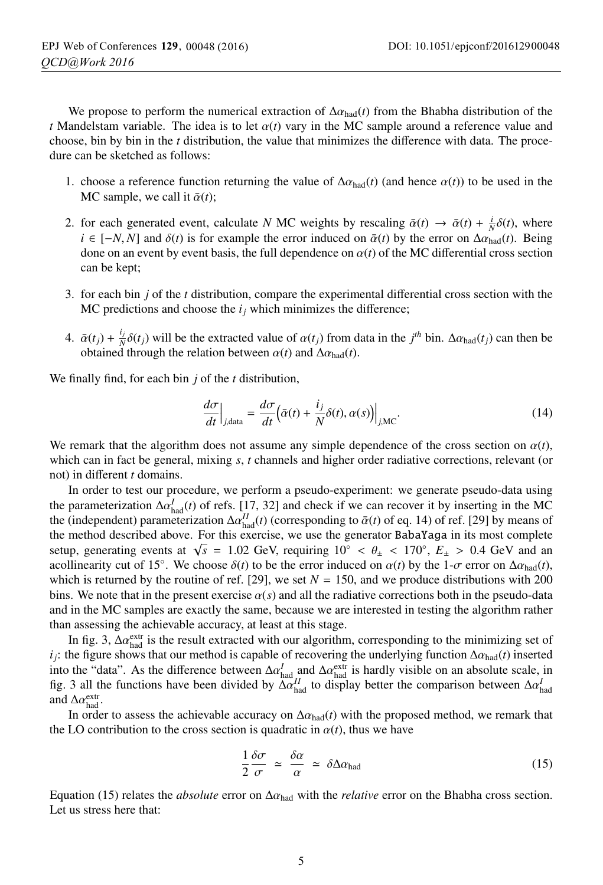We propose to perform the numerical extraction of $\Delta\alpha_{\rm had}(t)$ from the Bhabha distribution of the $t$ Mandelstam variable. The idea is to let $\alpha(t)$ vary in the MC sample around a reference value and choose, bin by bin in the $t$ distribution, the value that minimizes the difference with data. The procedure can be sketched as follows:

1. choose a reference function returning the value of $\Delta\alpha_{\rm had}(t)$ (and hence $\alpha(t)$) to be used in the MC sample, we call it $\bar{\alpha}(t)$;

2. for each generated event, calculate $N$ MC weights by rescaling $\bar{\alpha}(t) \to \bar{\alpha}(t) + \frac{i}{N}\delta(t)$, where $i \in [-N, N]$ and $\delta(t)$ is for example the error induced on $\bar{\alpha}(t)$ by the error on $\Delta\alpha_{\rm had}(t)$. Being done on an event by event basis, the full dependence on $\alpha(t)$ of the MC differential cross section can be kept;

3. for each bin $j$ of the $t$ distribution, compare the experimental differential cross section with the MC predictions and choose the $i_j$ which minimizes the difference;

4. $\bar{\alpha}(t_j) + \frac{i_j}{N}\delta(t_j)$ will be the extracted value of $\alpha(t_j)$ from data in the $j^{th}$ bin. $\Delta\alpha_{\rm had}(t_j)$ can then be obtained through the relation between $\alpha(t)$ and $\Delta\alpha_{\rm had}(t)$.

We finally find, for each bin $j$ of the $t$ distribution,

$$\left.\frac{d\sigma}{dt}\right|_{j,\rm data} = \left.\frac{d\sigma}{dt}\Big(\bar{\alpha}(t) + \frac{i_j}{N}\delta(t), \alpha(s)\Big)\right|_{j,\rm MC}. \tag{14}$$

We remark that the algorithm does not assume any simple dependence of the cross section on $\alpha(t)$, which can in fact be general, mixing $s$, $t$ channels and higher order radiative corrections, relevant (or not) in different $t$ domains.

In order to test our procedure, we perform a pseudo-experiment: we generate pseudo-data using the parameterization $\Delta\alpha^{I}_{\rm had}(t)$ of refs. [17, 32] and check if we can recover it by inserting in the MC the (independent) parameterization $\Delta\alpha^{II}_{\rm had}(t)$ (corresponding to $\bar{\alpha}(t)$ of eq. 14) of ref. [29] by means of the method described above. For this exercise, we use the generator BabaYaga in its most complete setup, generating events at $\sqrt{s} = 1.02$ GeV, requiring $10^\circ < \theta_\pm < 170^\circ$, $E_\pm > 0.4$ GeV and an acollinearity cut of $15^\circ$. We choose $\delta(t)$ to be the error induced on $\alpha(t)$ by the 1-$\sigma$ error on $\Delta\alpha_{\rm had}(t)$, which is returned by the routine of ref. [29], we set $N = 150$, and we produce distributions with 200 bins. We note that in the present exercise $\alpha(s)$ and all the radiative corrections both in the pseudo-data and in the MC samples are exactly the same, because we are interested in testing the algorithm rather than assessing the achievable accuracy, at least at this stage.

In fig. 3, $\Delta\alpha^{\rm extr}_{\rm had}$ is the result extracted with our algorithm, corresponding to the minimizing set of $i_j$: the figure shows that our method is capable of recovering the underlying function $\Delta\alpha_{\rm had}(t)$ inserted into the "data". As the difference between $\Delta\alpha^{I}_{\rm had}$ and $\Delta\alpha^{\rm extr}_{\rm had}$ is hardly visible on an absolute scale, in fig. 3 all the functions have been divided by $\Delta\alpha^{II}_{\rm had}$ to display better the comparison between $\Delta\alpha^{I}_{\rm had}$ and $\Delta\alpha^{\rm extr}_{\rm had}$.

In order to assess the achievable accuracy on $\Delta\alpha_{\rm had}(t)$ with the proposed method, we remark that the LO contribution to the cross section is quadratic in $\alpha(t)$, thus we have

$$\frac{1}{2}\frac{\delta\sigma}{\sigma} \simeq \frac{\delta\alpha}{\alpha} \simeq \delta\Delta\alpha_{\rm had} \tag{15}$$

Equation (15) relates the *absolute* error on $\Delta\alpha_{\rm had}$ with the *relative* error on the Bhabha cross section. Let us stress here that: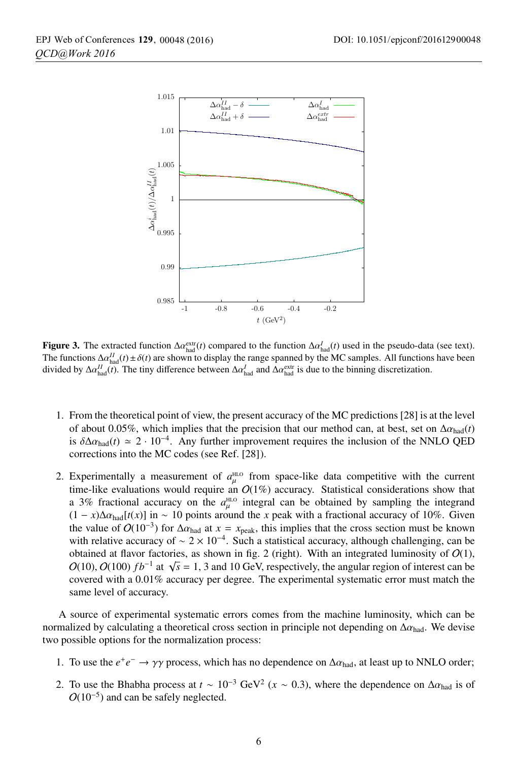**Figure 3.** The extracted function $\Delta\alpha_{\rm had}^{\rm extr}(t)$ compared to the function $\Delta\alpha_{\rm had}^{I}(t)$ used in the pseudo-data (see text). The functions $\Delta\alpha_{\rm had}^{II}(t) \pm \delta(t)$ are shown to display the range spanned by the MC samples. All functions have been divided by $\Delta\alpha_{\rm had}^{II}(t)$. The tiny difference between $\Delta\alpha_{\rm had}^{I}$ and $\Delta\alpha_{\rm had}^{\rm extr}$ is due to the binning discretization.

1. From the theoretical point of view, the present accuracy of the MC predictions [28] is at the level of about 0.05%, which implies that the precision that our method can, at best, set on $\Delta\alpha_{\rm had}(t)$ is $\delta\Delta\alpha_{\rm had}(t) \simeq 2 \cdot 10^{-4}$. Any further improvement requires the inclusion of the NNLO QED corrections into the MC codes (see Ref. [28]).

2. Experimentally a measurement of $a_\mu^{\rm HLO}$ from space-like data competitive with the current time-like evaluations would require an $O(1\%)$ accuracy. Statistical considerations show that a 3% fractional accuracy on the $a_\mu^{\rm HLO}$ integral can be obtained by sampling the integrand $(1-x)\Delta\alpha_{\rm had}[t(x)]$ in $\sim 10$ points around the $x$ peak with a fractional accuracy of 10%. Given the value of $O(10^{-3})$ for $\Delta\alpha_{\rm had}$ at $x = x_{\rm peak}$, this implies that the cross section must be known with relative accuracy of $\sim 2 \times 10^{-4}$. Such a statistical accuracy, although challenging, can be obtained at flavor factories, as shown in fig. 2 (right). With an integrated luminosity of $O(1)$, $O(10)$, $O(100)$ $fb^{-1}$ at $\sqrt{s} = 1$, 3 and 10 GeV, respectively, the angular region of interest can be covered with a 0.01% accuracy per degree. The experimental systematic error must match the same level of accuracy.

A source of experimental systematic errors comes from the machine luminosity, which can be normalized by calculating a theoretical cross section in principle not depending on $\Delta\alpha_{\rm had}$. We devise two possible options for the normalization process:

1. To use the $e^+e^- \to \gamma\gamma$ process, which has no dependence on $\Delta\alpha_{\rm had}$, at least up to NNLO order;

2. To use the Bhabha process at $t \sim 10^{-3}$ GeV$^2$ ($x \sim 0.3$), where the dependence on $\Delta\alpha_{\rm had}$ is of $O(10^{-5})$ and can be safely neglected.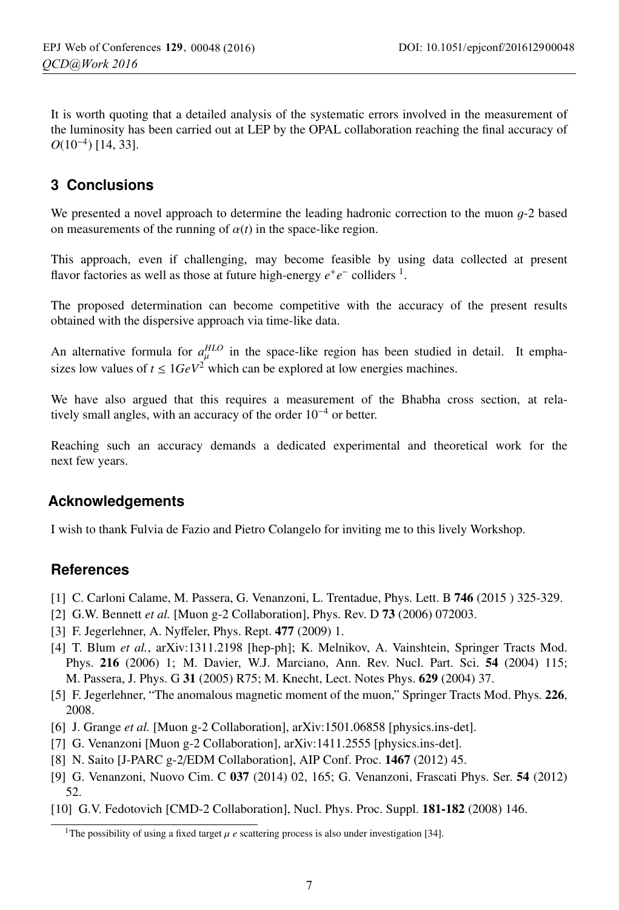It is worth quoting that a detailed analysis of the systematic errors involved in the measurement of the luminosity has been carried out at LEP by the OPAL collaboration reaching the final accuracy of $O(10^{-4})$ [14, 33].

## 3 Conclusions

We presented a novel approach to determine the leading hadronic correction to the muon *g*-2 based on measurements of the running of $\alpha(t)$ in the space-like region.

This approach, even if challenging, may become feasible by using data collected at present flavor factories as well as those at future high-energy $e^+e^-$ colliders [1].

The proposed determination can become competitive with the accuracy of the present results obtained with the dispersive approach via time-like data.

An alternative formula for $a_\mu^{HLO}$ in the space-like region has been studied in detail. It emphasizes low values of $t \leq 1GeV^2$ which can be explored at low energies machines.

We have also argued that this requires a measurement of the Bhabha cross section, at relatively small angles, with an accuracy of the order $10^{-4}$ or better.

Reaching such an accuracy demands a dedicated experimental and theoretical work for the next few years.

## Acknowledgements

I wish to thank Fulvia de Fazio and Pietro Colangelo for inviting me to this lively Workshop.

## References

[1] C. Carloni Calame, M. Passera, G. Venanzoni, L. Trentadue, Phys. Lett. B **746** (2015 ) 325-329.

[2] G.W. Bennett *et al.* [Muon g-2 Collaboration], Phys. Rev. D **73** (2006) 072003.

[3] F. Jegerlehner, A. Nyffeler, Phys. Rept. **477** (2009) 1.

[4] T. Blum *et al.*, arXiv:1311.2198 [hep-ph]; K. Melnikov, A. Vainshtein, Springer Tracts Mod. Phys. **216** (2006) 1; M. Davier, W.J. Marciano, Ann. Rev. Nucl. Part. Sci. **54** (2004) 115; M. Passera, J. Phys. G **31** (2005) R75; M. Knecht, Lect. Notes Phys. **629** (2004) 37.

[5] F. Jegerlehner, "The anomalous magnetic moment of the muon," Springer Tracts Mod. Phys. **226**, 2008.

[6] J. Grange *et al.* [Muon g-2 Collaboration], arXiv:1501.06858 [physics.ins-det].

[7] G. Venanzoni [Muon g-2 Collaboration], arXiv:1411.2555 [physics.ins-det].

[8] N. Saito [J-PARC g-2/EDM Collaboration], AIP Conf. Proc. **1467** (2012) 45.

[9] G. Venanzoni, Nuovo Cim. C **037** (2014) 02, 165; G. Venanzoni, Frascati Phys. Ser. **54** (2012) 52.

[10] G.V. Fedotovich [CMD-2 Collaboration], Nucl. Phys. Proc. Suppl. **181-182** (2008) 146.

[1] The possibility of using a fixed target $\mu$ $e$ scattering process is also under investigation [34].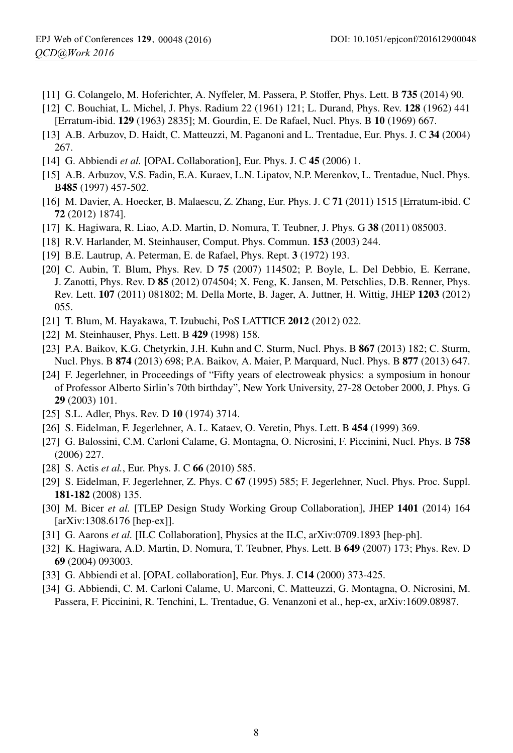[11] G. Colangelo, M. Hoferichter, A. Nyffeler, M. Passera, P. Stoffer, Phys. Lett. B **735** (2014) 90.

[12] C. Bouchiat, L. Michel, J. Phys. Radium 22 (1961) 121; L. Durand, Phys. Rev. **128** (1962) 441 [Erratum-ibid. **129** (1963) 2835]; M. Gourdin, E. De Rafael, Nucl. Phys. B **10** (1969) 667.

[13] A.B. Arbuzov, D. Haidt, C. Matteuzzi, M. Paganoni and L. Trentadue, Eur. Phys. J. C **34** (2004) 267.

[14] G. Abbiendi *et al.* [OPAL Collaboration], Eur. Phys. J. C **45** (2006) 1.

[15] A.B. Arbuzov, V.S. Fadin, E.A. Kuraev, L.N. Lipatov, N.P. Merenkov, L. Trentadue, Nucl. Phys. B**485** (1997) 457-502.

[16] M. Davier, A. Hoecker, B. Malaescu, Z. Zhang, Eur. Phys. J. C **71** (2011) 1515 [Erratum-ibid. C **72** (2012) 1874].

[17] K. Hagiwara, R. Liao, A.D. Martin, D. Nomura, T. Teubner, J. Phys. G **38** (2011) 085003.

[18] R.V. Harlander, M. Steinhauser, Comput. Phys. Commun. **153** (2003) 244.

[19] B.E. Lautrup, A. Peterman, E. de Rafael, Phys. Rept. **3** (1972) 193.

[20] C. Aubin, T. Blum, Phys. Rev. D **75** (2007) 114502; P. Boyle, L. Del Debbio, E. Kerrane, J. Zanotti, Phys. Rev. D **85** (2012) 074504; X. Feng, K. Jansen, M. Petschlies, D.B. Renner, Phys. Rev. Lett. **107** (2011) 081802; M. Della Morte, B. Jager, A. Juttner, H. Wittig, JHEP **1203** (2012) 055.

[21] T. Blum, M. Hayakawa, T. Izubuchi, PoS LATTICE **2012** (2012) 022.

[22] M. Steinhauser, Phys. Lett. B **429** (1998) 158.

[23] P.A. Baikov, K.G. Chetyrkin, J.H. Kuhn and C. Sturm, Nucl. Phys. B **867** (2013) 182; C. Sturm, Nucl. Phys. B **874** (2013) 698; P.A. Baikov, A. Maier, P. Marquard, Nucl. Phys. B **877** (2013) 647.

[24] F. Jegerlehner, in Proceedings of "Fifty years of electroweak physics: a symposium in honour of Professor Alberto Sirlin's 70th birthday", New York University, 27-28 October 2000, J. Phys. G **29** (2003) 101.

[25] S.L. Adler, Phys. Rev. D **10** (1974) 3714.

[26] S. Eidelman, F. Jegerlehner, A. L. Kataev, O. Veretin, Phys. Lett. B **454** (1999) 369.

[27] G. Balossini, C.M. Carloni Calame, G. Montagna, O. Nicrosini, F. Piccinini, Nucl. Phys. B **758** (2006) 227.

[28] S. Actis *et al.*, Eur. Phys. J. C **66** (2010) 585.

[29] S. Eidelman, F. Jegerlehner, Z. Phys. C **67** (1995) 585; F. Jegerlehner, Nucl. Phys. Proc. Suppl. **181-182** (2008) 135.

[30] M. Bicer *et al.* [TLEP Design Study Working Group Collaboration], JHEP **1401** (2014) 164 [arXiv:1308.6176 [hep-ex]].

[31] G. Aarons *et al.* [ILC Collaboration], Physics at the ILC, arXiv:0709.1893 [hep-ph].

[32] K. Hagiwara, A.D. Martin, D. Nomura, T. Teubner, Phys. Lett. B **649** (2007) 173; Phys. Rev. D **69** (2004) 093003.

[33] G. Abbiendi et al. [OPAL collaboration], Eur. Phys. J. C**14** (2000) 373-425.

[34] G. Abbiendi, C. M. Carloni Calame, U. Marconi, C. Matteuzzi, G. Montagna, O. Nicrosini, M. Passera, F. Piccinini, R. Tenchini, L. Trentadue, G. Venanzoni et al., hep-ex, arXiv:1609.08987.